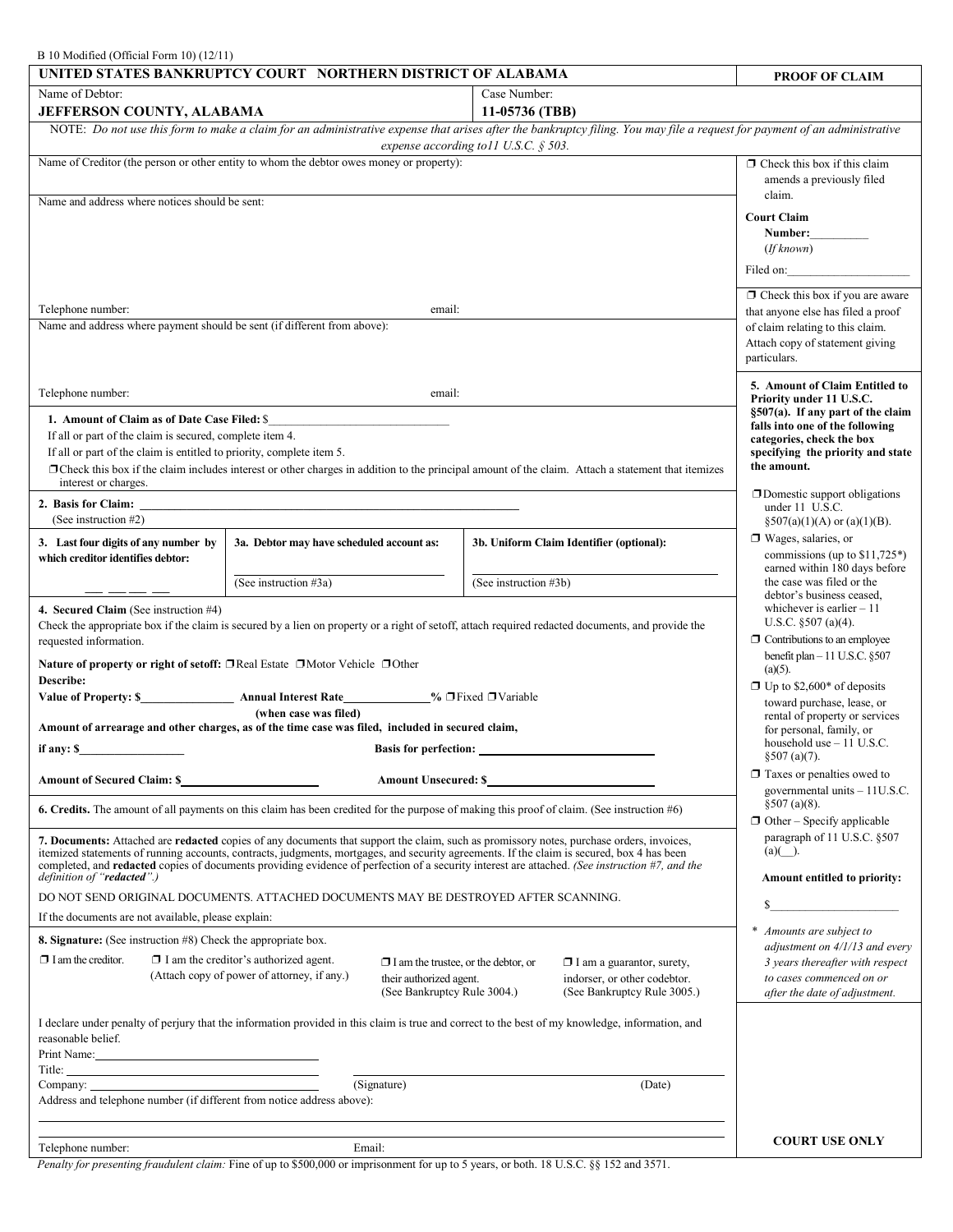B 10 Modified (Official Form 10) (12/11)

**UNITED STATES BANKRUPTCY COURT NORTHERN DISTRICT OF ALABAMA** — **PROOF OF CLAIM**

| Name of Debtor: | Case Number: |
|---|---|
| **JEFFERSON COUNTY, ALABAMA** | **11-05736 (TBB)** |

NOTE: *Do not use this form to make a claim for an administrative expense that arises after the bankruptcy filing. You may file a request for payment of an administrative expense according to11 U.S.C. § 503.*

Name of Creditor (the person or other entity to whom the debtor owes money or property):

Name and address where notices should be sent:

Telephone number: email:

Name and address where payment should be sent (if different from above):

Telephone number: email:

❒ Check this box if this claim amends a previously filed claim.

**Court Claim Number:**__________ (*If known*)

Filed on:____________________

❒ Check this box if you are aware that anyone else has filed a proof of claim relating to this claim. Attach copy of statement giving particulars.

**1. Amount of Claim as of Date Case Filed:** $______________________________

If all or part of the claim is secured, complete item 4.

If all or part of the claim is entitled to priority, complete item 5.

❒ Check this box if the claim includes interest or other charges in addition to the principal amount of the claim. Attach a statement that itemizes interest or charges.

**2. Basis for Claim:** ____________________________________________________________
(See instruction #2)

| 3. Last four digits of any number by which creditor identifies debtor: | 3a. Debtor may have scheduled account as: | 3b. Uniform Claim Identifier (optional): |
|---|---|---|
| __ __ __ __ | (See instruction #3a) | (See instruction #3b) |

**4. Secured Claim** (See instruction #4)

Check the appropriate box if the claim is secured by a lien on property or a right of setoff, attach required redacted documents, and provide the requested information.

**Nature of property or right of setoff:** ❒ Real Estate ❒ Motor Vehicle ❒ Other

**Describe:**

**Value of Property: $**_______________ **Annual Interest Rate**______________**%** ❒ Fixed ❒ Variable
**(when case was filed)**

**Amount of arrearage and other charges, as of the time case was filed, included in secured claim,**

**if any: $**_________________ **Basis for perfection:** ____________________________

**Amount of Secured Claim: $**______________________ **Amount Unsecured: $**__________________________

**5. Amount of Claim Entitled to Priority under 11 U.S.C. §507(a). If any part of the claim falls into one of the following categories, check the box specifying the priority and state the amount.**

❒ Domestic support obligations under 11 U.S.C. §507(a)(1)(A) or (a)(1)(B).

❒ Wages, salaries, or commissions (up to $11,725*) earned within 180 days before the case was filed or the debtor's business ceased, whichever is earlier – 11 U.S.C. §507 (a)(4).

❒ Contributions to an employee benefit plan – 11 U.S.C. §507 (a)(5).

❒ Up to $2,600* of deposits toward purchase, lease, or rental of property or services for personal, family, or household use – 11 U.S.C. §507 (a)(7).

❒ Taxes or penalties owed to governmental units – 11U.S.C. §507 (a)(8).

❒ Other – Specify applicable paragraph of 11 U.S.C. §507 (a)(__).

**Amount entitled to priority:**

$_____________________

\* *Amounts are subject to adjustment on 4/1/13 and every 3 years thereafter with respect to cases commenced on or after the date of adjustment.*

**6. Credits.** The amount of all payments on this claim has been credited for the purpose of making this proof of claim. (See instruction #6)

**7. Documents:** Attached are **redacted** copies of any documents that support the claim, such as promissory notes, purchase orders, invoices, itemized statements of running accounts, contracts, judgments, mortgages, and security agreements. If the claim is secured, box 4 has been completed, and **redacted** copies of documents providing evidence of perfection of a security interest are attached. *(See instruction #7, and the definition of "redacted".)*

DO NOT SEND ORIGINAL DOCUMENTS. ATTACHED DOCUMENTS MAY BE DESTROYED AFTER SCANNING.

If the documents are not available, please explain:

**8. Signature:** (See instruction #8) Check the appropriate box.

❒ I am the creditor. ❒ I am the creditor's authorized agent. (Attach copy of power of attorney, if any.) ❒ I am the trustee, or the debtor, or their authorized agent. (See Bankruptcy Rule 3004.) ❒ I am a guarantor, surety, indorser, or other codebtor. (See Bankruptcy Rule 3005.)

I declare under penalty of perjury that the information provided in this claim is true and correct to the best of my knowledge, information, and reasonable belief.

Print Name:______________________________

Title:______________________________

Company:______________________________ (Signature) (Date)

Address and telephone number (if different from notice address above):

Telephone number: Email:

**COURT USE ONLY**

*Penalty for presenting fraudulent claim:* Fine of up to $500,000 or imprisonment for up to 5 years, or both. 18 U.S.C. §§ 152 and 3571.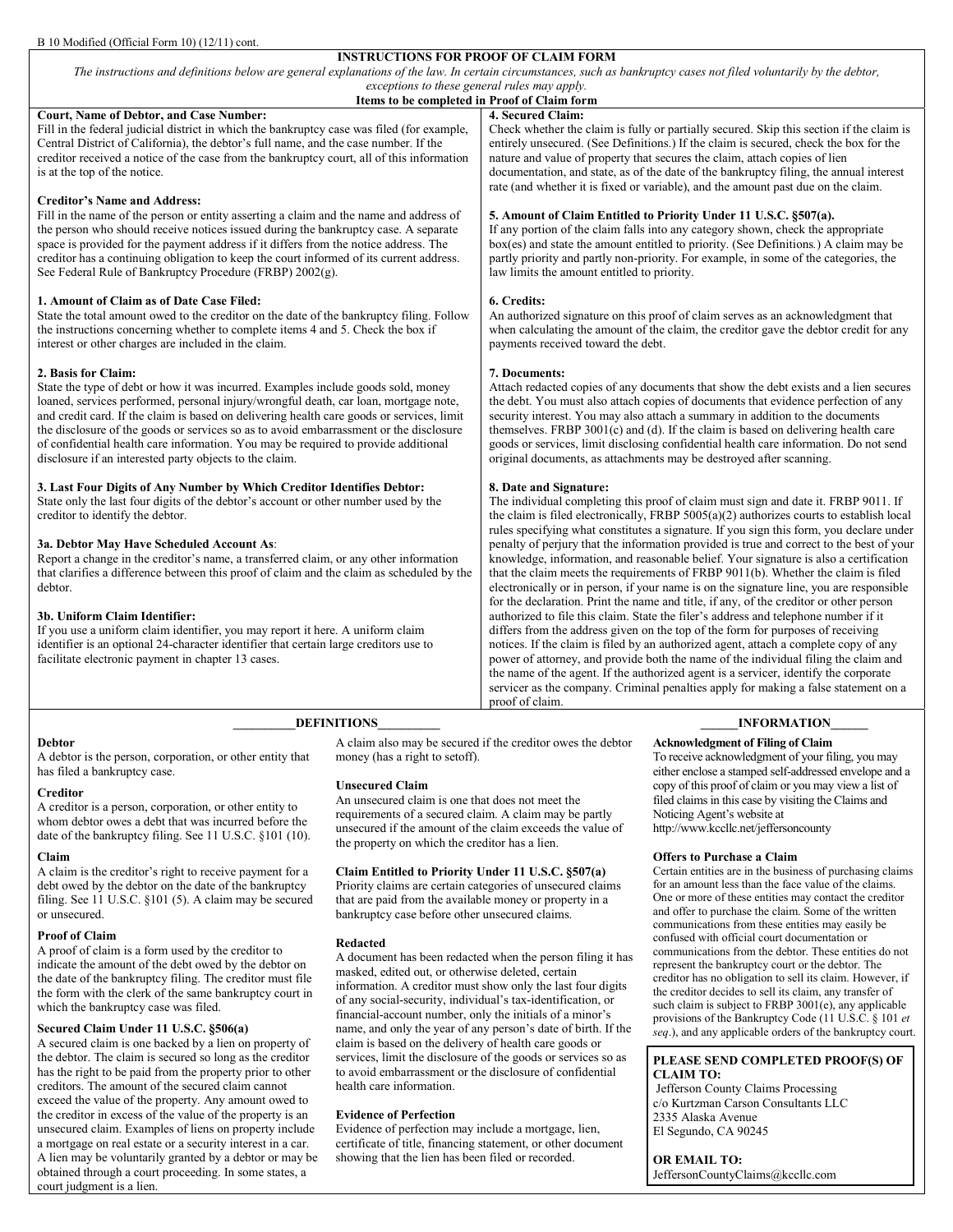B 10 Modified (Official Form 10) (12/11) cont.

# INSTRUCTIONS FOR PROOF OF CLAIM FORM

*The instructions and definitions below are general explanations of the law. In certain circumstances, such as bankruptcy cases not filed voluntarily by the debtor, exceptions to these general rules may apply.*

## Items to be completed in Proof of Claim form

**Court, Name of Debtor, and Case Number:**
Fill in the federal judicial district in which the bankruptcy case was filed (for example, Central District of California), the debtor's full name, and the case number. If the creditor received a notice of the case from the bankruptcy court, all of this information is at the top of the notice.

**Creditor's Name and Address:**
Fill in the name of the person or entity asserting a claim and the name and address of the person who should receive notices issued during the bankruptcy case. A separate space is provided for the payment address if it differs from the notice address. The creditor has a continuing obligation to keep the court informed of its current address. See Federal Rule of Bankruptcy Procedure (FRBP) 2002(g).

**1. Amount of Claim as of Date Case Filed:**
State the total amount owed to the creditor on the date of the bankruptcy filing. Follow the instructions concerning whether to complete items 4 and 5. Check the box if interest or other charges are included in the claim.

**2. Basis for Claim:**
State the type of debt or how it was incurred. Examples include goods sold, money loaned, services performed, personal injury/wrongful death, car loan, mortgage note, and credit card. If the claim is based on delivering health care goods or services, limit the disclosure of the goods or services so as to avoid embarrassment or the disclosure of confidential health care information. You may be required to provide additional disclosure if an interested party objects to the claim.

**3. Last Four Digits of Any Number by Which Creditor Identifies Debtor:**
State only the last four digits of the debtor's account or other number used by the creditor to identify the debtor.

**3a. Debtor May Have Scheduled Account As**:
Report a change in the creditor's name, a transferred claim, or any other information that clarifies a difference between this proof of claim and the claim as scheduled by the debtor.

**3b. Uniform Claim Identifier:**
If you use a uniform claim identifier, you may report it here. A uniform claim identifier is an optional 24-character identifier that certain large creditors use to facilitate electronic payment in chapter 13 cases.

**4. Secured Claim:**
Check whether the claim is fully or partially secured. Skip this section if the claim is entirely unsecured. (See Definitions.) If the claim is secured, check the box for the nature and value of property that secures the claim, attach copies of lien documentation, and state, as of the date of the bankruptcy filing, the annual interest rate (and whether it is fixed or variable), and the amount past due on the claim.

**5. Amount of Claim Entitled to Priority Under 11 U.S.C. §507(a).**
If any portion of the claim falls into any category shown, check the appropriate box(es) and state the amount entitled to priority. (See Definitions*.*) A claim may be partly priority and partly non-priority. For example, in some of the categories, the law limits the amount entitled to priority.

**6. Credits:**
An authorized signature on this proof of claim serves as an acknowledgment that when calculating the amount of the claim, the creditor gave the debtor credit for any payments received toward the debt.

**7. Documents:**
Attach redacted copies of any documents that show the debt exists and a lien secures the debt. You must also attach copies of documents that evidence perfection of any security interest. You may also attach a summary in addition to the documents themselves. FRBP 3001(c) and (d). If the claim is based on delivering health care goods or services, limit disclosing confidential health care information. Do not send original documents, as attachments may be destroyed after scanning.

**8. Date and Signature:**
The individual completing this proof of claim must sign and date it. FRBP 9011. If the claim is filed electronically, FRBP 5005(a)(2) authorizes courts to establish local rules specifying what constitutes a signature. If you sign this form, you declare under penalty of perjury that the information provided is true and correct to the best of your knowledge, information, and reasonable belief. Your signature is also a certification that the claim meets the requirements of FRBP 9011(b). Whether the claim is filed electronically or in person, if your name is on the signature line, you are responsible for the declaration. Print the name and title, if any, of the creditor or other person authorized to file this claim. State the filer's address and telephone number if it differs from the address given on the top of the form for purposes of receiving notices. If the claim is filed by an authorized agent, attach a complete copy of any power of attorney, and provide both the name of the individual filing the claim and the name of the agent. If the authorized agent is a servicer, identify the corporate servicer as the company. Criminal penalties apply for making a false statement on a proof of claim.

## DEFINITIONS

**Debtor**
A debtor is the person, corporation, or other entity that has filed a bankruptcy case.

**Creditor**
A creditor is a person, corporation, or other entity to whom debtor owes a debt that was incurred before the date of the bankruptcy filing. See 11 U.S.C. §101 (10).

**Claim**
A claim is the creditor's right to receive payment for a debt owed by the debtor on the date of the bankruptcy filing. See 11 U.S.C. §101 (5). A claim may be secured or unsecured.

**Proof of Claim**
A proof of claim is a form used by the creditor to indicate the amount of the debt owed by the debtor on the date of the bankruptcy filing. The creditor must file the form with the clerk of the same bankruptcy court in which the bankruptcy case was filed.

**Secured Claim Under 11 U.S.C. §506(a)**
A secured claim is one backed by a lien on property of the debtor. The claim is secured so long as the creditor has the right to be paid from the property prior to other creditors. The amount of the secured claim cannot exceed the value of the property. Any amount owed to the creditor in excess of the value of the property is an unsecured claim. Examples of liens on property include a mortgage on real estate or a security interest in a car. A lien may be voluntarily granted by a debtor or may be obtained through a court proceeding. In some states, a court judgment is a lien.

A claim also may be secured if the creditor owes the debtor money (has a right to setoff).

**Unsecured Claim**
An unsecured claim is one that does not meet the requirements of a secured claim. A claim may be partly unsecured if the amount of the claim exceeds the value of the property on which the creditor has a lien.

**Claim Entitled to Priority Under 11 U.S.C. §507(a)**
Priority claims are certain categories of unsecured claims that are paid from the available money or property in a bankruptcy case before other unsecured claims.

**Redacted**
A document has been redacted when the person filing it has masked, edited out, or otherwise deleted, certain information. A creditor must show only the last four digits of any social-security, individual's tax-identification, or financial-account number, only the initials of a minor's name, and only the year of any person's date of birth. If the claim is based on the delivery of health care goods or services, limit the disclosure of the goods or services so as to avoid embarrassment or the disclosure of confidential health care information.

**Evidence of Perfection**
Evidence of perfection may include a mortgage, lien, certificate of title, financing statement, or other document showing that the lien has been filed or recorded.

## INFORMATION

**Acknowledgment of Filing of Claim**
To receive acknowledgment of your filing, you may either enclose a stamped self-addressed envelope and a copy of this proof of claim or you may view a list of filed claims in this case by visiting the Claims and Noticing Agent's website at http://www.kccllc.net/jeffersoncounty

**Offers to Purchase a Claim**
Certain entities are in the business of purchasing claims for an amount less than the face value of the claims. One or more of these entities may contact the creditor and offer to purchase the claim. Some of the written communications from these entities may easily be confused with official court documentation or communications from the debtor. These entities do not represent the bankruptcy court or the debtor. The creditor has no obligation to sell its claim. However, if the creditor decides to sell its claim, any transfer of such claim is subject to FRBP 3001(e), any applicable provisions of the Bankruptcy Code (11 U.S.C. § 101 *et seq*.), and any applicable orders of the bankruptcy court.

**PLEASE SEND COMPLETED PROOF(S) OF CLAIM TO:**
Jefferson County Claims Processing
c/o Kurtzman Carson Consultants LLC
2335 Alaska Avenue
El Segundo, CA 90245

**OR EMAIL TO:**
JeffersonCountyClaims@kccllc.com